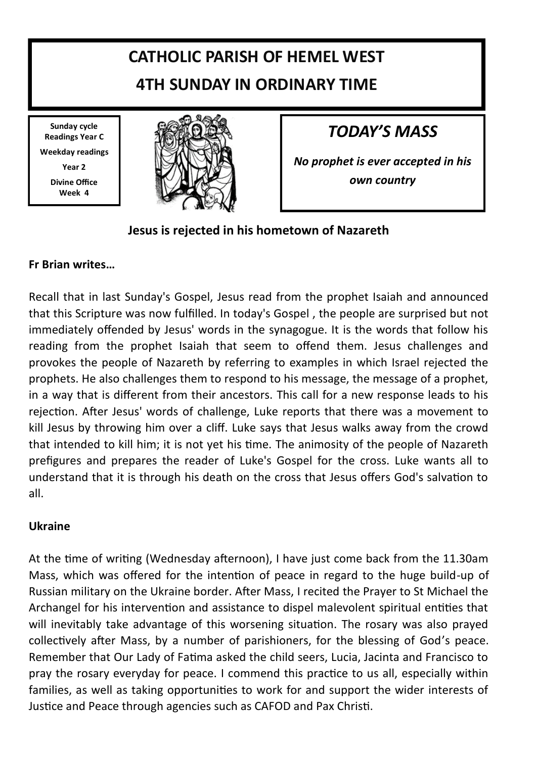# CATHOLIC PARISH OF HEMEL WEST

# 4TH SUNDAY IN ORDINARY TIME

**Sunday cycle Readings Year C**

**Weekday readings**

**Year 2**

**Divine Office Week 4**

## *TODAY'S MASS*

***No prophet is ever accepted in his own country***

### Jesus is rejected in his hometown of Nazareth

**Fr Brian writes…**

Recall that in last Sunday's Gospel, Jesus read from the prophet Isaiah and announced that this Scripture was now fulfilled. In today's Gospel , the people are surprised but not immediately offended by Jesus' words in the synagogue. It is the words that follow his reading from the prophet Isaiah that seem to offend them. Jesus challenges and provokes the people of Nazareth by referring to examples in which Israel rejected the prophets. He also challenges them to respond to his message, the message of a prophet, in a way that is different from their ancestors. This call for a new response leads to his rejection. After Jesus' words of challenge, Luke reports that there was a movement to kill Jesus by throwing him over a cliff. Luke says that Jesus walks away from the crowd that intended to kill him; it is not yet his time. The animosity of the people of Nazareth prefigures and prepares the reader of Luke's Gospel for the cross. Luke wants all to understand that it is through his death on the cross that Jesus offers God's salvation to all.

**Ukraine**

At the time of writing (Wednesday afternoon), I have just come back from the 11.30am Mass, which was offered for the intention of peace in regard to the huge build-up of Russian military on the Ukraine border. After Mass, I recited the Prayer to St Michael the Archangel for his intervention and assistance to dispel malevolent spiritual entities that will inevitably take advantage of this worsening situation. The rosary was also prayed collectively after Mass, by a number of parishioners, for the blessing of God's peace. Remember that Our Lady of Fatima asked the child seers, Lucia, Jacinta and Francisco to pray the rosary everyday for peace. I commend this practice to us all, especially within families, as well as taking opportunities to work for and support the wider interests of Justice and Peace through agencies such as CAFOD and Pax Christi.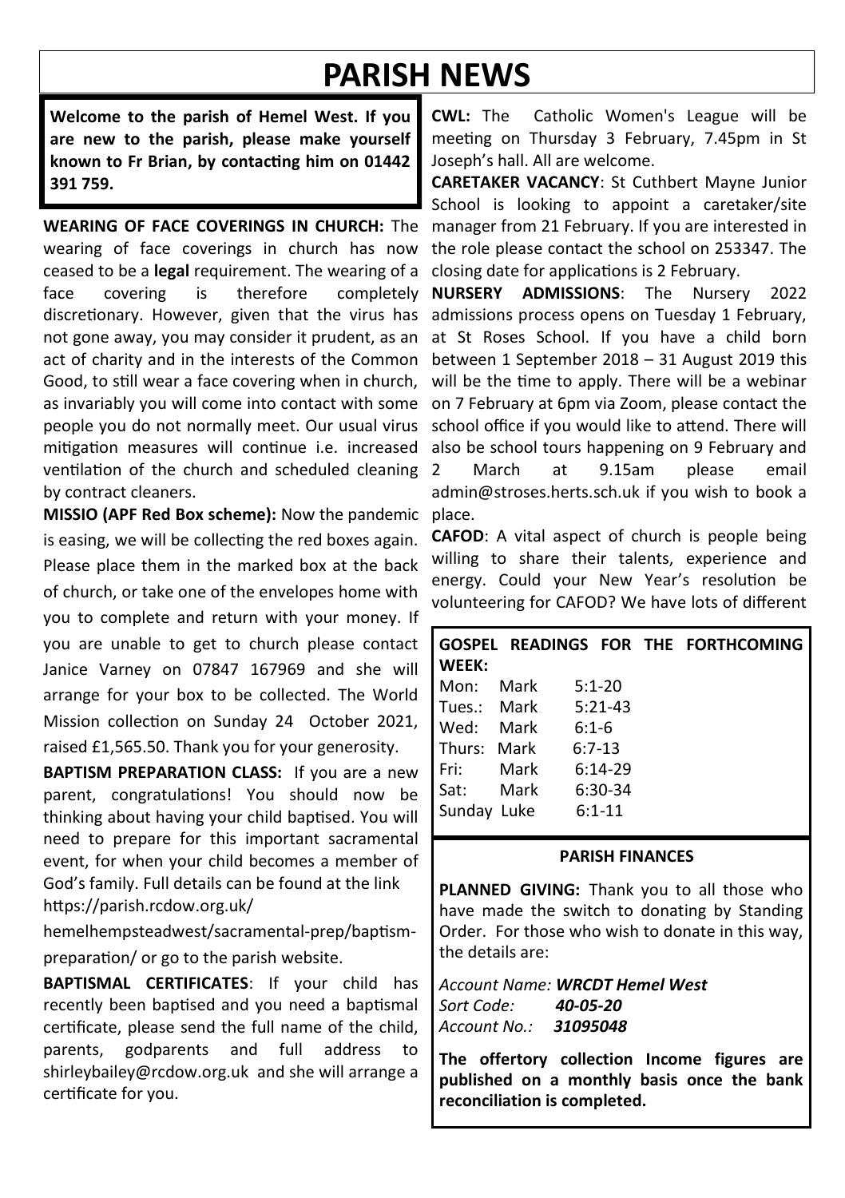# PARISH NEWS

**Welcome to the parish of Hemel West. If you are new to the parish, please make yourself known to Fr Brian, by contacting him on 01442 391 759.**

**WEARING OF FACE COVERINGS IN CHURCH:** The wearing of face coverings in church has now ceased to be a **legal** requirement. The wearing of a face covering is therefore completely discretionary. However, given that the virus has not gone away, you may consider it prudent, as an act of charity and in the interests of the Common Good, to still wear a face covering when in church, as invariably you will come into contact with some people you do not normally meet. Our usual virus mitigation measures will continue i.e. increased ventilation of the church and scheduled cleaning by contract cleaners.

**MISSIO (APF Red Box scheme):** Now the pandemic is easing, we will be collecting the red boxes again. Please place them in the marked box at the back of church, or take one of the envelopes home with you to complete and return with your money. If you are unable to get to church please contact Janice Varney on 07847 167969 and she will arrange for your box to be collected. The World Mission collection on Sunday 24 October 2021, raised £1,565.50. Thank you for your generosity.

**BAPTISM PREPARATION CLASS:** If you are a new parent, congratulations! You should now be thinking about having your child baptised. You will need to prepare for this important sacramental event, for when your child becomes a member of God's family. Full details can be found at the link https://parish.rcdow.org.uk/hemelhempsteadwest/sacramental-prep/baptism-preparation/ or go to the parish website.

**BAPTISMAL CERTIFICATES**: If your child has recently been baptised and you need a baptismal certificate, please send the full name of the child, parents, godparents and full address to shirleybailey@rcdow.org.uk and she will arrange a certificate for you.

**CWL:** The Catholic Women's League will be meeting on Thursday 3 February, 7.45pm in St Joseph's hall. All are welcome.

**CARETAKER VACANCY**: St Cuthbert Mayne Junior School is looking to appoint a caretaker/site manager from 21 February. If you are interested in the role please contact the school on 253347. The closing date for applications is 2 February.

**NURSERY ADMISSIONS**: The Nursery 2022 admissions process opens on Tuesday 1 February, at St Roses School. If you have a child born between 1 September 2018 – 31 August 2019 this will be the time to apply. There will be a webinar on 7 February at 6pm via Zoom, please contact the school office if you would like to attend. There will also be school tours happening on 9 February and 2 March at 9.15am please email admin@stroses.herts.sch.uk if you wish to book a place.

**CAFOD**: A vital aspect of church is people being willing to share their talents, experience and energy. Could your New Year's resolution be volunteering for CAFOD? We have lots of different

**GOSPEL READINGS FOR THE FORTHCOMING WEEK:**

| | | |
|---|---|---|
| Mon: | Mark | 5:1-20 |
| Tues.: | Mark | 5:21-43 |
| Wed: | Mark | 6:1-6 |
| Thurs: | Mark | 6:7-13 |
| Fri: | Mark | 6:14-29 |
| Sat: | Mark | 6:30-34 |
| Sunday | Luke | 6:1-11 |

**PARISH FINANCES**

**PLANNED GIVING:** Thank you to all those who have made the switch to donating by Standing Order. For those who wish to donate in this way, the details are:

*Account Name: **WRCDT Hemel West***
*Sort Code: **40-05-20***
*Account No.: **31095048***

**The offertory collection Income figures are published on a monthly basis once the bank reconciliation is completed.**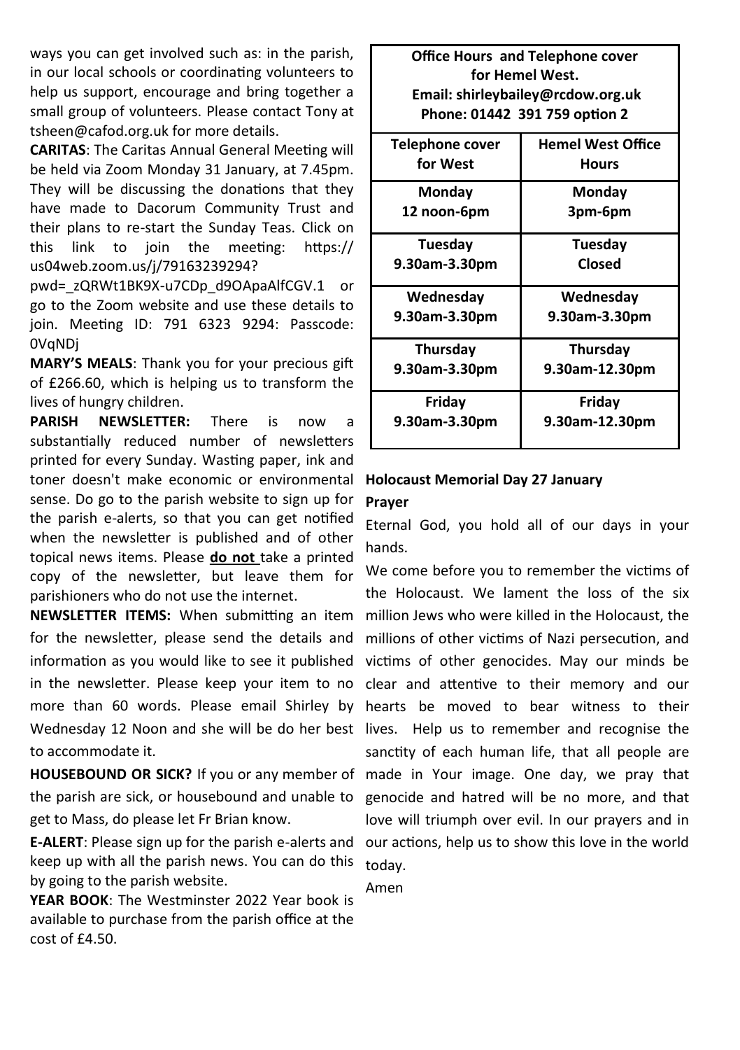ways you can get involved such as: in the parish, in our local schools or coordinating volunteers to help us support, encourage and bring together a small group of volunteers. Please contact Tony at tsheen@cafod.org.uk for more details.

**CARITAS**: The Caritas Annual General Meeting will be held via Zoom Monday 31 January, at 7.45pm. They will be discussing the donations that they have made to Dacorum Community Trust and their plans to re-start the Sunday Teas. Click on this link to join the meeting: https://us04web.zoom.us/j/79163239294?pwd=_zQRWt1BK9X-u7CDp_d9OApaAlfCGV.1 or go to the Zoom website and use these details to join. Meeting ID: 791 6323 9294: Passcode: 0VqNDj

**MARY'S MEALS**: Thank you for your precious gift of £266.60, which is helping us to transform the lives of hungry children.

**PARISH NEWSLETTER:** There is now a substantially reduced number of newsletters printed for every Sunday. Wasting paper, ink and toner doesn't make economic or environmental sense. Do go to the parish website to sign up for the parish e-alerts, so that you can get notified when the newsletter is published and of other topical news items. Please **do not** take a printed copy of the newsletter, but leave them for parishioners who do not use the internet.

**NEWSLETTER ITEMS:** When submitting an item for the newsletter, please send the details and information as you would like to see it published in the newsletter. Please keep your item to no more than 60 words. Please email Shirley by Wednesday 12 Noon and she will be do her best to accommodate it.

**HOUSEBOUND OR SICK?** If you or any member of the parish are sick, or housebound and unable to get to Mass, do please let Fr Brian know.

**E-ALERT**: Please sign up for the parish e-alerts and keep up with all the parish news. You can do this by going to the parish website.

**YEAR BOOK**: The Westminster 2022 Year book is available to purchase from the parish office at the cost of £4.50.

**Office Hours and Telephone cover for Hemel West.**
**Email: shirleybailey@rcdow.org.uk**
**Phone: 01442 391 759 option 2**

| Telephone cover for West | Hemel West Office Hours |
|---|---|
| **Monday** 12 noon-6pm | **Monday** 3pm-6pm |
| **Tuesday** 9.30am-3.30pm | **Tuesday** Closed |
| **Wednesday** 9.30am-3.30pm | **Wednesday** 9.30am-3.30pm |
| **Thursday** 9.30am-3.30pm | **Thursday** 9.30am-12.30pm |
| **Friday** 9.30am-3.30pm | **Friday** 9.30am-12.30pm |

**Holocaust Memorial Day 27 January**

**Prayer**

Eternal God, you hold all of our days in your hands.

We come before you to remember the victims of the Holocaust. We lament the loss of the six million Jews who were killed in the Holocaust, the millions of other victims of Nazi persecution, and victims of other genocides. May our minds be clear and attentive to their memory and our hearts be moved to bear witness to their lives. Help us to remember and recognise the sanctity of each human life, that all people are made in Your image. One day, we pray that genocide and hatred will be no more, and that love will triumph over evil. In our prayers and in our actions, help us to show this love in the world today.

Amen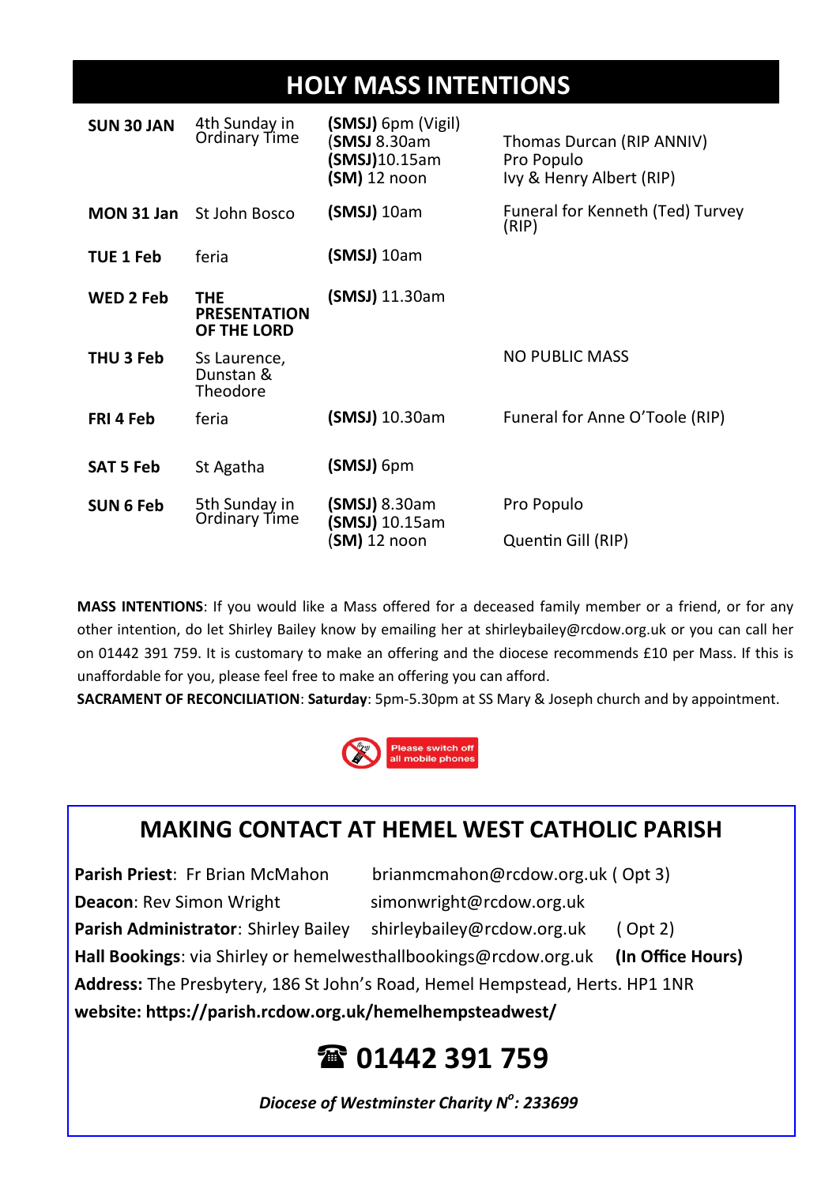## HOLY MASS INTENTIONS

| | | | |
|---|---|---|---|
| **SUN 30 JAN** | 4th Sunday in Ordinary Time | **(SMSJ)** 6pm (Vigil)<br>(**SMSJ** 8.30am<br>**(SMSJ)**10.15am<br>**(SM)** 12 noon | <br>Thomas Durcan (RIP ANNIV)<br>Pro Populo<br>Ivy & Henry Albert (RIP) |
| **MON 31 Jan** | St John Bosco | **(SMSJ)** 10am | Funeral for Kenneth (Ted) Turvey (RIP) |
| **TUE 1 Feb** | feria | **(SMSJ)** 10am | |
| **WED 2 Feb** | **THE PRESENTATION OF THE LORD** | **(SMSJ)** 11.30am | |
| **THU 3 Feb** | Ss Laurence, Dunstan & Theodore | | NO PUBLIC MASS |
| **FRI 4 Feb** | feria | **(SMSJ)** 10.30am | Funeral for Anne O'Toole (RIP) |
| **SAT 5 Feb** | St Agatha | **(SMSJ)** 6pm | |
| **SUN 6 Feb** | 5th Sunday in Ordinary Time | **(SMSJ)** 8.30am<br>**(SMSJ)** 10.15am<br>**(SM)** 12 noon | Pro Populo<br><br>Quentin Gill (RIP) |

**MASS INTENTIONS**: If you would like a Mass offered for a deceased family member or a friend, or for any other intention, do let Shirley Bailey know by emailing her at shirleybailey@rcdow.org.uk or you can call her on 01442 391 759. It is customary to make an offering and the diocese recommends £10 per Mass. If this is unaffordable for you, please feel free to make an offering you can afford.

**SACRAMENT OF RECONCILIATION**: **Saturday**: 5pm-5.30pm at SS Mary & Joseph church and by appointment.

Please switch off all mobile phones

## MAKING CONTACT AT HEMEL WEST CATHOLIC PARISH

**Parish Priest**: Fr Brian McMahon brianmcmahon@rcdow.org.uk ( Opt 3)
**Deacon**: Rev Simon Wright simonwright@rcdow.org.uk
**Parish Administrator**: Shirley Bailey shirleybailey@rcdow.org.uk ( Opt 2)
**Hall Bookings**: via Shirley or hemelwesthallbookings@rcdow.org.uk **(In Office Hours)**
**Address:** The Presbytery, 186 St John's Road, Hemel Hempstead, Herts. HP1 1NR
**website: https://parish.rcdow.org.uk/hemelhempsteadwest/**

# ☎ 01442 391 759

***Diocese of Westminster Charity N$^{o}$: 233699***